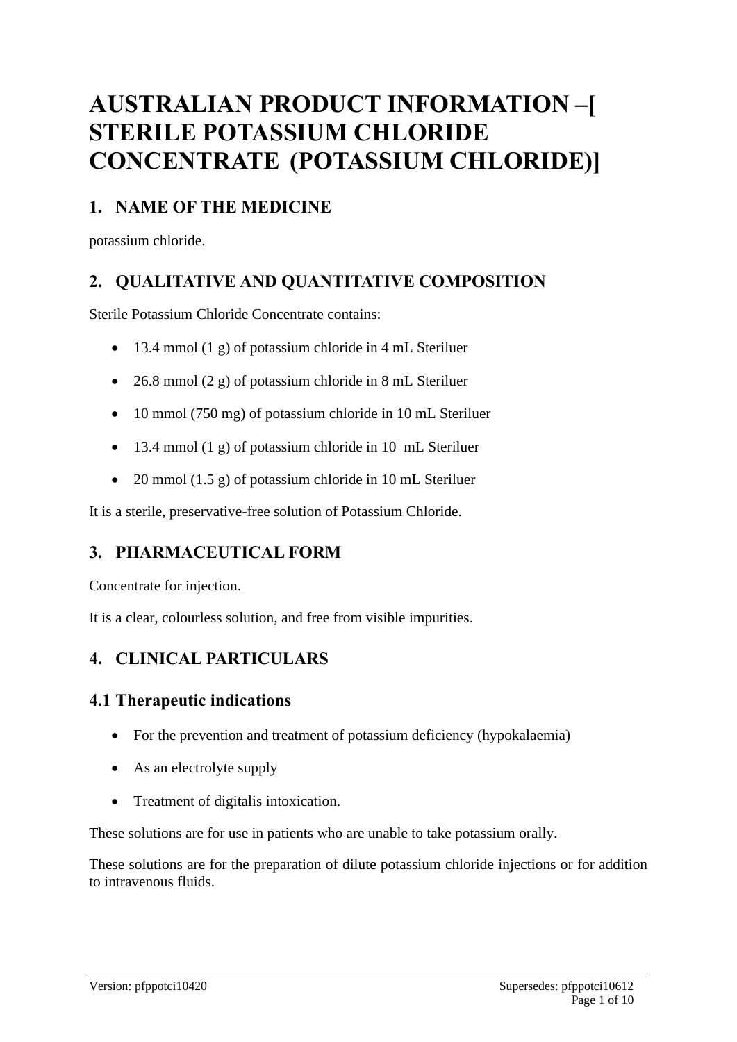# AUSTRALIAN PRODUCT INFORMATION –[ STERILE POTASSIUM CHLORIDE CONCENTRATE (POTASSIUM CHLORIDE)]

## 1. NAME OF THE MEDICINE

potassium chloride.

## 2. QUALITATIVE AND QUANTITATIVE COMPOSITION

Sterile Potassium Chloride Concentrate contains:

- 13.4 mmol (1 g) of potassium chloride in 4 mL Steriluer
- 26.8 mmol (2 g) of potassium chloride in 8 mL Steriluer
- 10 mmol (750 mg) of potassium chloride in 10 mL Steriluer
- 13.4 mmol (1 g) of potassium chloride in 10 mL Steriluer
- 20 mmol (1.5 g) of potassium chloride in 10 mL Steriluer

It is a sterile, preservative-free solution of Potassium Chloride.

## 3. PHARMACEUTICAL FORM

Concentrate for injection.

It is a clear, colourless solution, and free from visible impurities.

## 4. CLINICAL PARTICULARS

### 4.1 Therapeutic indications

- For the prevention and treatment of potassium deficiency (hypokalaemia)
- As an electrolyte supply
- Treatment of digitalis intoxication.

These solutions are for use in patients who are unable to take potassium orally.

These solutions are for the preparation of dilute potassium chloride injections or for addition to intravenous fluids.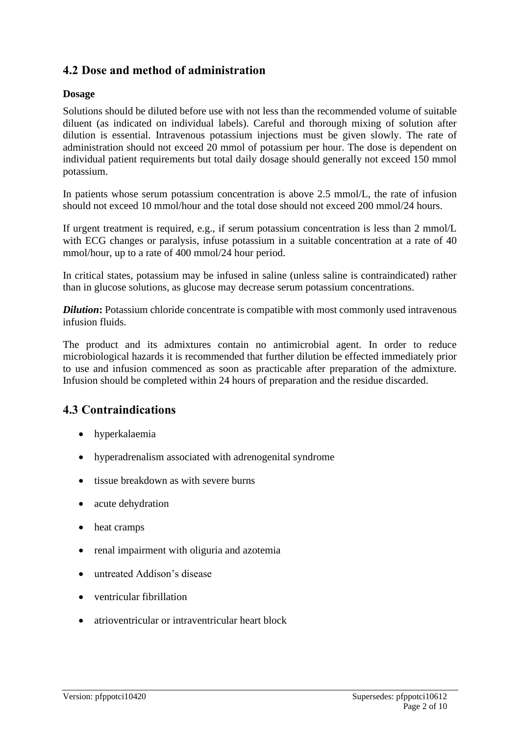## 4.2 Dose and method of administration

### Dosage

Solutions should be diluted before use with not less than the recommended volume of suitable diluent (as indicated on individual labels). Careful and thorough mixing of solution after dilution is essential. Intravenous potassium injections must be given slowly. The rate of administration should not exceed 20 mmol of potassium per hour. The dose is dependent on individual patient requirements but total daily dosage should generally not exceed 150 mmol potassium.

In patients whose serum potassium concentration is above 2.5 mmol/L, the rate of infusion should not exceed 10 mmol/hour and the total dose should not exceed 200 mmol/24 hours.

If urgent treatment is required, e.g., if serum potassium concentration is less than 2 mmol/L with ECG changes or paralysis, infuse potassium in a suitable concentration at a rate of 40 mmol/hour, up to a rate of 400 mmol/24 hour period.

In critical states, potassium may be infused in saline (unless saline is contraindicated) rather than in glucose solutions, as glucose may decrease serum potassium concentrations.

***Dilution*:** Potassium chloride concentrate is compatible with most commonly used intravenous infusion fluids.

The product and its admixtures contain no antimicrobial agent. In order to reduce microbiological hazards it is recommended that further dilution be effected immediately prior to use and infusion commenced as soon as practicable after preparation of the admixture. Infusion should be completed within 24 hours of preparation and the residue discarded.

## 4.3 Contraindications

- hyperkalaemia
- hyperadrenalism associated with adrenogenital syndrome
- tissue breakdown as with severe burns
- acute dehydration
- heat cramps
- renal impairment with oliguria and azotemia
- untreated Addison's disease
- ventricular fibrillation
- atrioventricular or intraventricular heart block

Version: pfppotci10420 Supersedes: pfppotci10612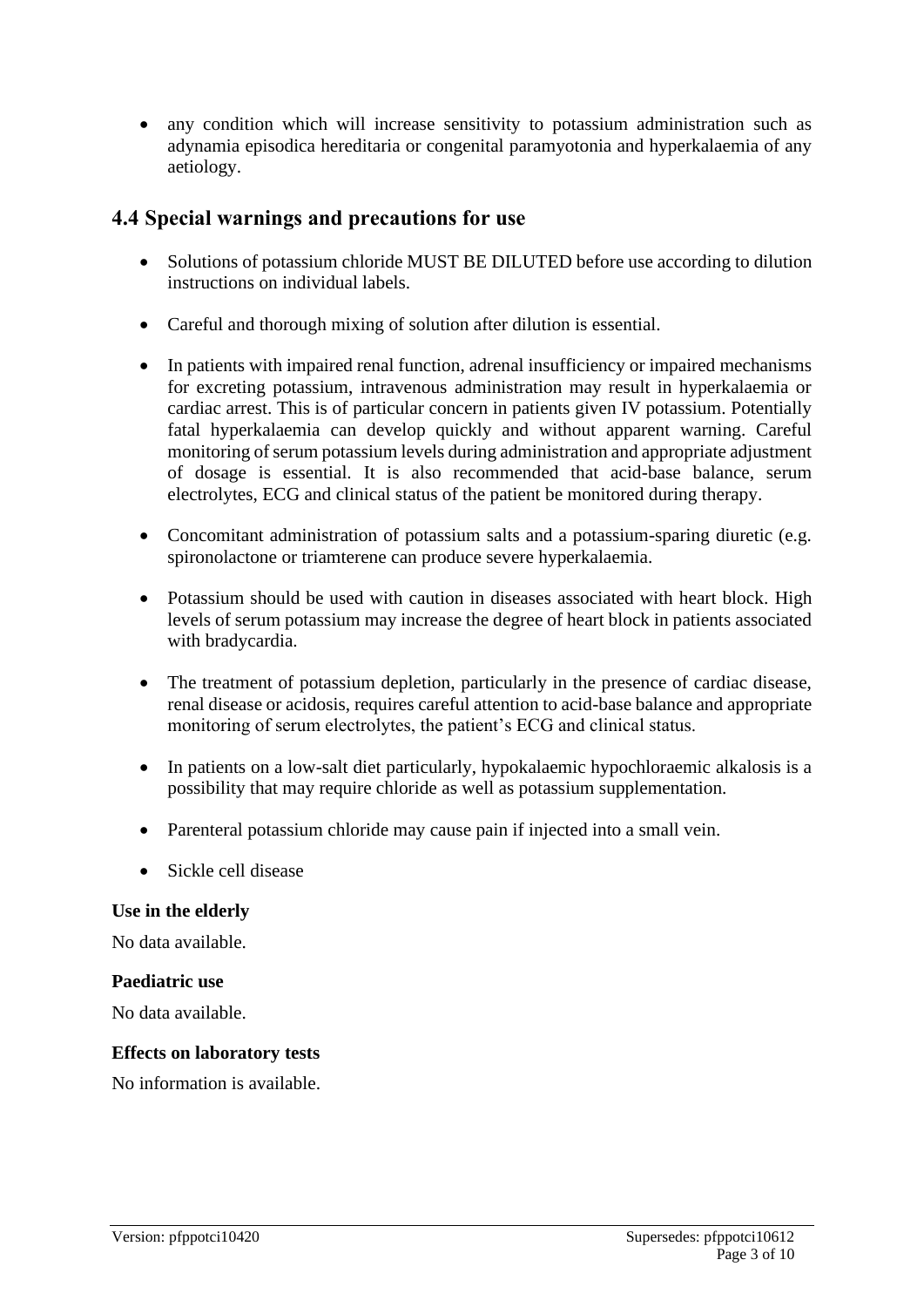- any condition which will increase sensitivity to potassium administration such as adynamia episodica hereditaria or congenital paramyotonia and hyperkalaemia of any aetiology.

## 4.4 Special warnings and precautions for use

- Solutions of potassium chloride MUST BE DILUTED before use according to dilution instructions on individual labels.
- Careful and thorough mixing of solution after dilution is essential.
- In patients with impaired renal function, adrenal insufficiency or impaired mechanisms for excreting potassium, intravenous administration may result in hyperkalaemia or cardiac arrest. This is of particular concern in patients given IV potassium. Potentially fatal hyperkalaemia can develop quickly and without apparent warning. Careful monitoring of serum potassium levels during administration and appropriate adjustment of dosage is essential. It is also recommended that acid-base balance, serum electrolytes, ECG and clinical status of the patient be monitored during therapy.
- Concomitant administration of potassium salts and a potassium-sparing diuretic (e.g. spironolactone or triamterene can produce severe hyperkalaemia.
- Potassium should be used with caution in diseases associated with heart block. High levels of serum potassium may increase the degree of heart block in patients associated with bradycardia.
- The treatment of potassium depletion, particularly in the presence of cardiac disease, renal disease or acidosis, requires careful attention to acid-base balance and appropriate monitoring of serum electrolytes, the patient's ECG and clinical status.
- In patients on a low-salt diet particularly, hypokalaemic hypochloraemic alkalosis is a possibility that may require chloride as well as potassium supplementation.
- Parenteral potassium chloride may cause pain if injected into a small vein.
- Sickle cell disease

**Use in the elderly**

No data available.

**Paediatric use**

No data available.

**Effects on laboratory tests**

No information is available.

Version: pfppotci10420 Supersedes: pfppotci10612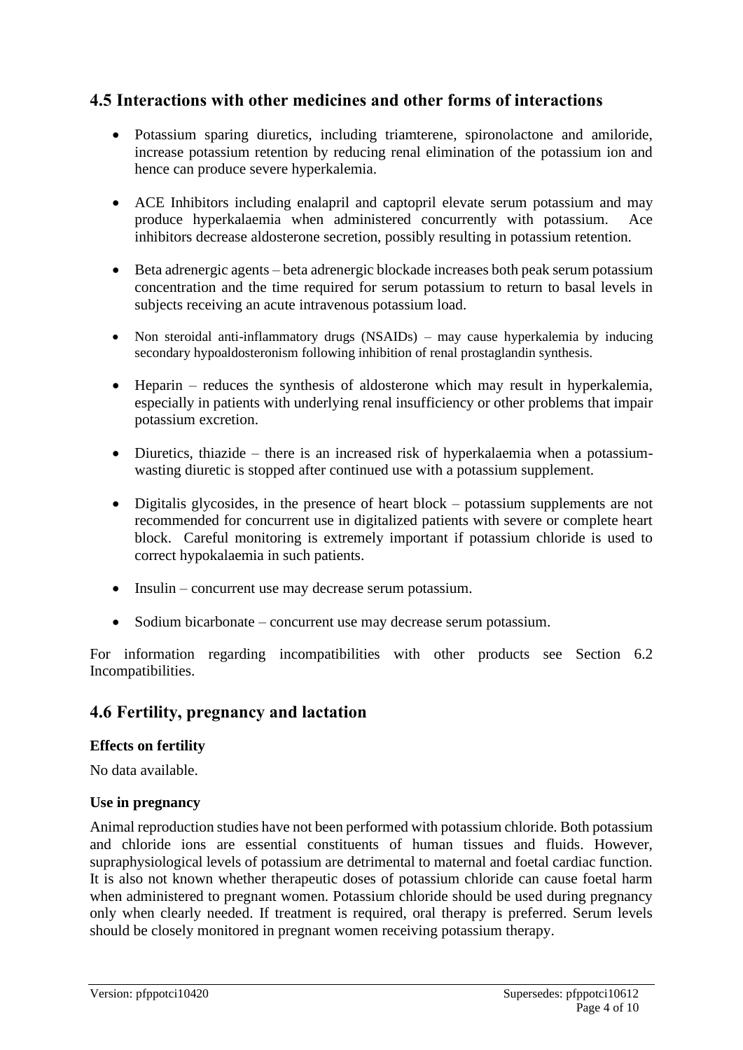## 4.5 Interactions with other medicines and other forms of interactions

- Potassium sparing diuretics, including triamterene, spironolactone and amiloride, increase potassium retention by reducing renal elimination of the potassium ion and hence can produce severe hyperkalemia.

- ACE Inhibitors including enalapril and captopril elevate serum potassium and may produce hyperkalaemia when administered concurrently with potassium. Ace inhibitors decrease aldosterone secretion, possibly resulting in potassium retention.

- Beta adrenergic agents – beta adrenergic blockade increases both peak serum potassium concentration and the time required for serum potassium to return to basal levels in subjects receiving an acute intravenous potassium load.

- Non steroidal anti-inflammatory drugs (NSAIDs) – may cause hyperkalemia by inducing secondary hypoaldosteronism following inhibition of renal prostaglandin synthesis.

- Heparin – reduces the synthesis of aldosterone which may result in hyperkalemia, especially in patients with underlying renal insufficiency or other problems that impair potassium excretion.

- Diuretics, thiazide – there is an increased risk of hyperkalaemia when a potassium-wasting diuretic is stopped after continued use with a potassium supplement.

- Digitalis glycosides, in the presence of heart block – potassium supplements are not recommended for concurrent use in digitalized patients with severe or complete heart block. Careful monitoring is extremely important if potassium chloride is used to correct hypokalaemia in such patients.

- Insulin – concurrent use may decrease serum potassium.

- Sodium bicarbonate – concurrent use may decrease serum potassium.

For information regarding incompatibilities with other products see Section 6.2 Incompatibilities.

## 4.6 Fertility, pregnancy and lactation

### Effects on fertility

No data available.

### Use in pregnancy

Animal reproduction studies have not been performed with potassium chloride. Both potassium and chloride ions are essential constituents of human tissues and fluids. However, supraphysiological levels of potassium are detrimental to maternal and foetal cardiac function. It is also not known whether therapeutic doses of potassium chloride can cause foetal harm when administered to pregnant women. Potassium chloride should be used during pregnancy only when clearly needed. If treatment is required, oral therapy is preferred. Serum levels should be closely monitored in pregnant women receiving potassium therapy.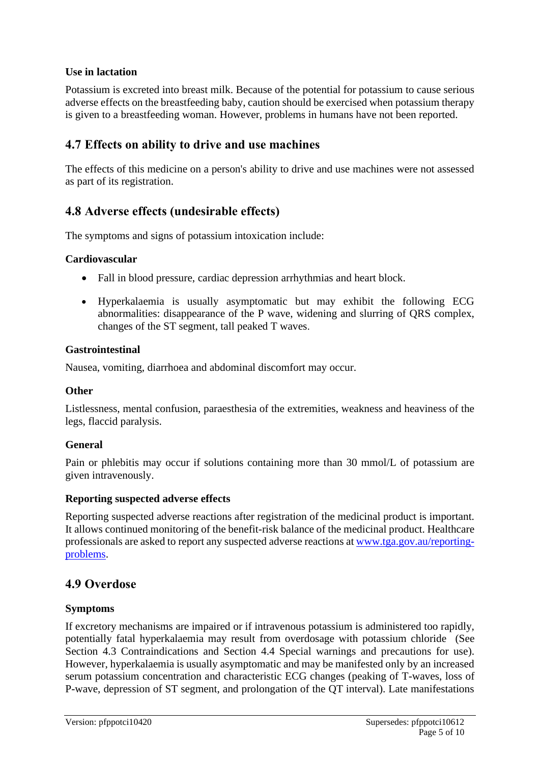**Use in lactation**

Potassium is excreted into breast milk. Because of the potential for potassium to cause serious adverse effects on the breastfeeding baby, caution should be exercised when potassium therapy is given to a breastfeeding woman. However, problems in humans have not been reported.

## 4.7 Effects on ability to drive and use machines

The effects of this medicine on a person's ability to drive and use machines were not assessed as part of its registration.

## 4.8 Adverse effects (undesirable effects)

The symptoms and signs of potassium intoxication include:

**Cardiovascular**

- Fall in blood pressure, cardiac depression arrhythmias and heart block.
- Hyperkalaemia is usually asymptomatic but may exhibit the following ECG abnormalities: disappearance of the P wave, widening and slurring of QRS complex, changes of the ST segment, tall peaked T waves.

**Gastrointestinal**

Nausea, vomiting, diarrhoea and abdominal discomfort may occur.

**Other**

Listlessness, mental confusion, paraesthesia of the extremities, weakness and heaviness of the legs, flaccid paralysis.

**General**

Pain or phlebitis may occur if solutions containing more than 30 mmol/L of potassium are given intravenously.

**Reporting suspected adverse effects**

Reporting suspected adverse reactions after registration of the medicinal product is important. It allows continued monitoring of the benefit-risk balance of the medicinal product. Healthcare professionals are asked to report any suspected adverse reactions at [www.tga.gov.au/reporting-problems](www.tga.gov.au/reporting-problems).

## 4.9 Overdose

**Symptoms**

If excretory mechanisms are impaired or if intravenous potassium is administered too rapidly, potentially fatal hyperkalaemia may result from overdosage with potassium chloride (See Section 4.3 Contraindications and Section 4.4 Special warnings and precautions for use). However, hyperkalaemia is usually asymptomatic and may be manifested only by an increased serum potassium concentration and characteristic ECG changes (peaking of T-waves, loss of P-wave, depression of ST segment, and prolongation of the QT interval). Late manifestations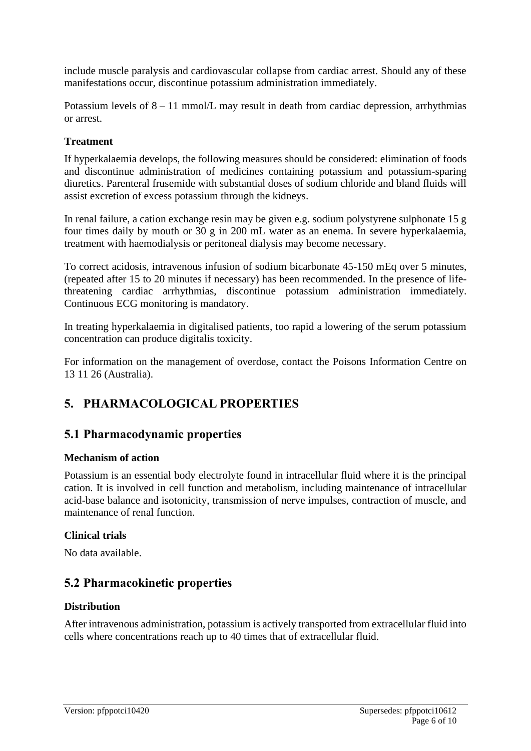include muscle paralysis and cardiovascular collapse from cardiac arrest. Should any of these manifestations occur, discontinue potassium administration immediately.

Potassium levels of 8 – 11 mmol/L may result in death from cardiac depression, arrhythmias or arrest.

**Treatment**

If hyperkalaemia develops, the following measures should be considered: elimination of foods and discontinue administration of medicines containing potassium and potassium-sparing diuretics. Parenteral frusemide with substantial doses of sodium chloride and bland fluids will assist excretion of excess potassium through the kidneys.

In renal failure, a cation exchange resin may be given e.g. sodium polystyrene sulphonate 15 g four times daily by mouth or 30 g in 200 mL water as an enema. In severe hyperkalaemia, treatment with haemodialysis or peritoneal dialysis may become necessary.

To correct acidosis, intravenous infusion of sodium bicarbonate 45-150 mEq over 5 minutes, (repeated after 15 to 20 minutes if necessary) has been recommended. In the presence of life-threatening cardiac arrhythmias, discontinue potassium administration immediately. Continuous ECG monitoring is mandatory.

In treating hyperkalaemia in digitalised patients, too rapid a lowering of the serum potassium concentration can produce digitalis toxicity.

For information on the management of overdose, contact the Poisons Information Centre on 13 11 26 (Australia).

# 5. PHARMACOLOGICAL PROPERTIES

## 5.1 Pharmacodynamic properties

**Mechanism of action**

Potassium is an essential body electrolyte found in intracellular fluid where it is the principal cation. It is involved in cell function and metabolism, including maintenance of intracellular acid-base balance and isotonicity, transmission of nerve impulses, contraction of muscle, and maintenance of renal function.

**Clinical trials**

No data available.

## 5.2 Pharmacokinetic properties

**Distribution**

After intravenous administration, potassium is actively transported from extracellular fluid into cells where concentrations reach up to 40 times that of extracellular fluid.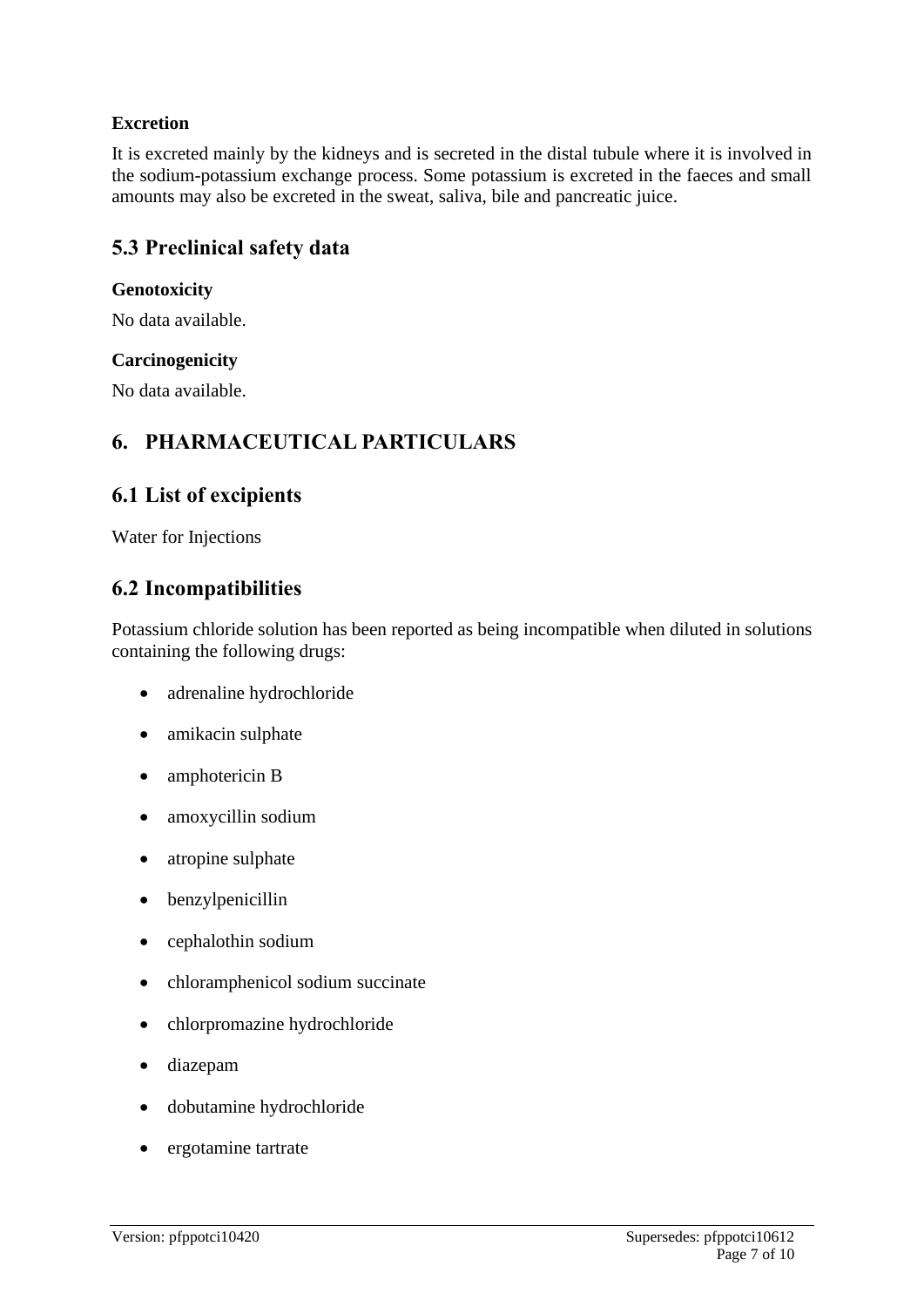**Excretion**

It is excreted mainly by the kidneys and is secreted in the distal tubule where it is involved in the sodium-potassium exchange process. Some potassium is excreted in the faeces and small amounts may also be excreted in the sweat, saliva, bile and pancreatic juice.

## 5.3 Preclinical safety data

**Genotoxicity**

No data available.

**Carcinogenicity**

No data available.

# 6. PHARMACEUTICAL PARTICULARS

## 6.1 List of excipients

Water for Injections

## 6.2 Incompatibilities

Potassium chloride solution has been reported as being incompatible when diluted in solutions containing the following drugs:

- adrenaline hydrochloride
- amikacin sulphate
- amphotericin B
- amoxycillin sodium
- atropine sulphate
- benzylpenicillin
- cephalothin sodium
- chloramphenicol sodium succinate
- chlorpromazine hydrochloride
- diazepam
- dobutamine hydrochloride
- ergotamine tartrate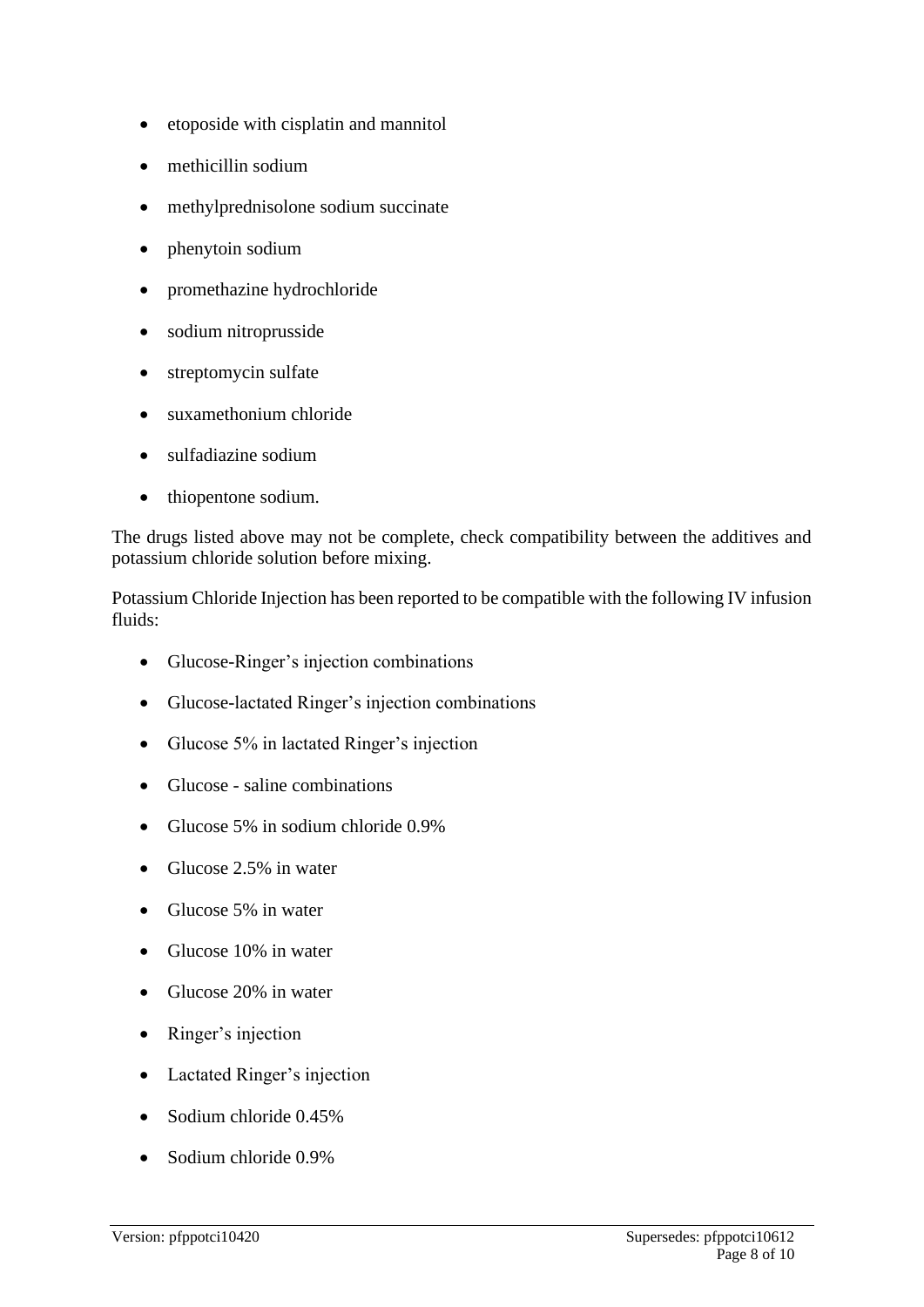- etoposide with cisplatin and mannitol
- methicillin sodium
- methylprednisolone sodium succinate
- phenytoin sodium
- promethazine hydrochloride
- sodium nitroprusside
- streptomycin sulfate
- suxamethonium chloride
- sulfadiazine sodium
- thiopentone sodium.

The drugs listed above may not be complete, check compatibility between the additives and potassium chloride solution before mixing.

Potassium Chloride Injection has been reported to be compatible with the following IV infusion fluids:

- Glucose-Ringer's injection combinations
- Glucose-lactated Ringer's injection combinations
- Glucose 5% in lactated Ringer's injection
- Glucose - saline combinations
- Glucose 5% in sodium chloride 0.9%
- Glucose 2.5% in water
- Glucose 5% in water
- Glucose 10% in water
- Glucose 20% in water
- Ringer's injection
- Lactated Ringer's injection
- Sodium chloride 0.45%
- Sodium chloride 0.9%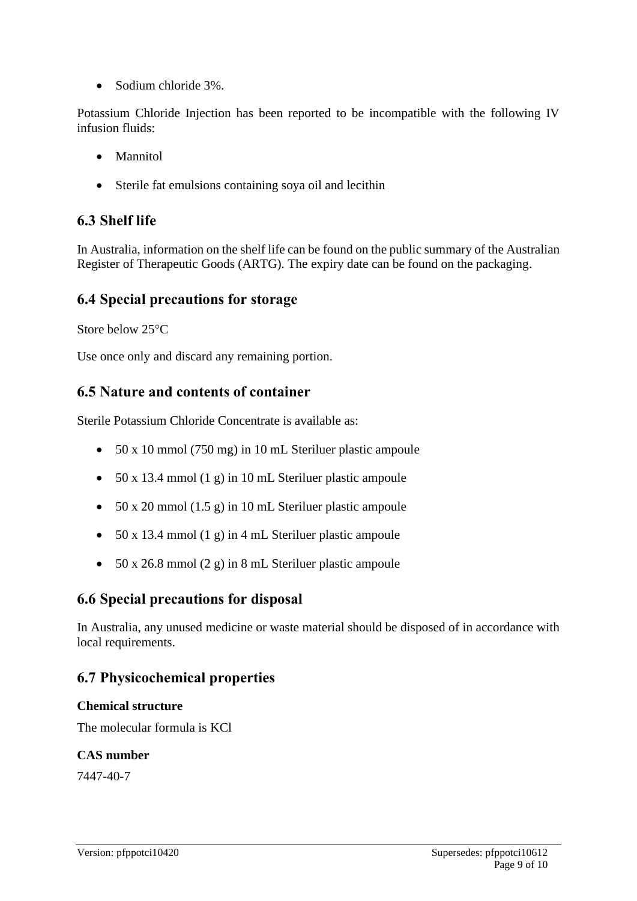- Sodium chloride 3%.

Potassium Chloride Injection has been reported to be incompatible with the following IV infusion fluids:

- Mannitol
- Sterile fat emulsions containing soya oil and lecithin

## 6.3 Shelf life

In Australia, information on the shelf life can be found on the public summary of the Australian Register of Therapeutic Goods (ARTG). The expiry date can be found on the packaging.

## 6.4 Special precautions for storage

Store below 25°C

Use once only and discard any remaining portion.

## 6.5 Nature and contents of container

Sterile Potassium Chloride Concentrate is available as:

- 50 x 10 mmol (750 mg) in 10 mL Steriluer plastic ampoule
- 50 x 13.4 mmol (1 g) in 10 mL Steriluer plastic ampoule
- 50 x 20 mmol (1.5 g) in 10 mL Steriluer plastic ampoule
- 50 x 13.4 mmol (1 g) in 4 mL Steriluer plastic ampoule
- 50 x 26.8 mmol (2 g) in 8 mL Steriluer plastic ampoule

## 6.6 Special precautions for disposal

In Australia, any unused medicine or waste material should be disposed of in accordance with local requirements.

## 6.7 Physicochemical properties

**Chemical structure**

The molecular formula is KCl

**CAS number**

7447-40-7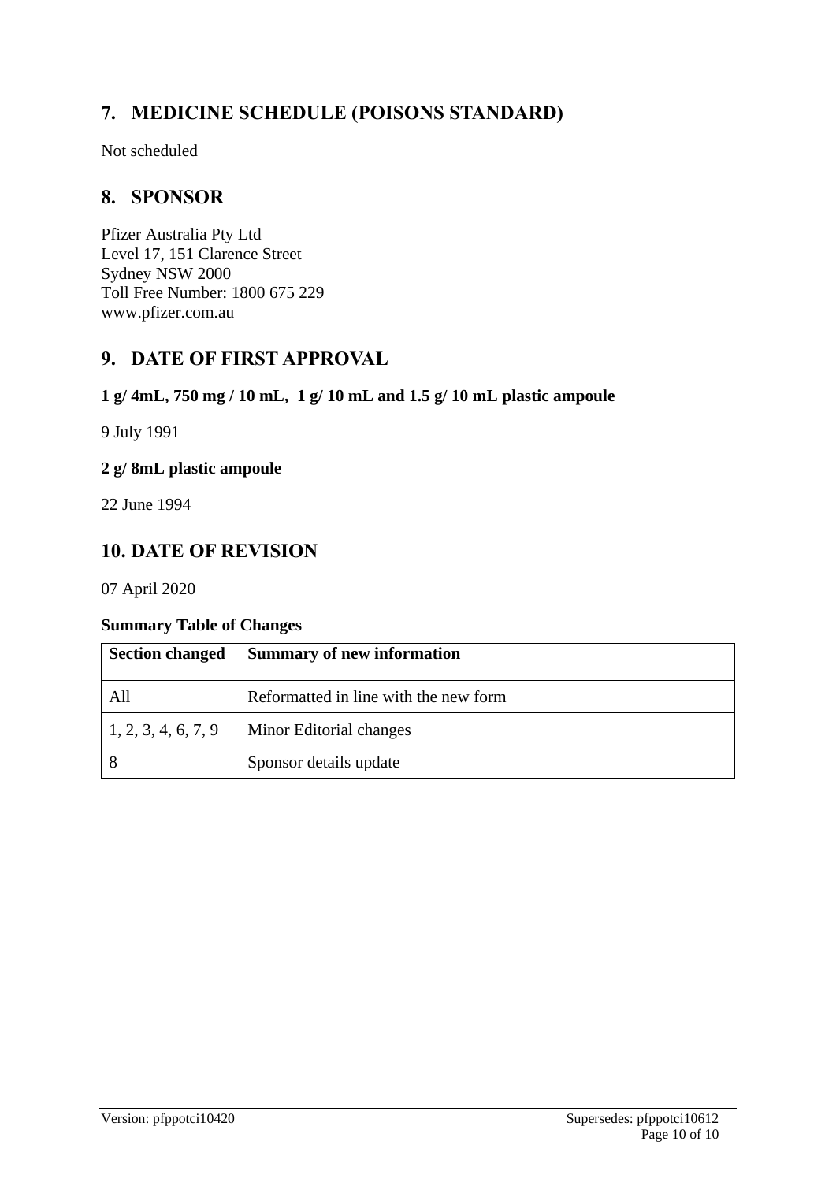## 7. MEDICINE SCHEDULE (POISONS STANDARD)

Not scheduled

## 8. SPONSOR

Pfizer Australia Pty Ltd
Level 17, 151 Clarence Street
Sydney NSW 2000
Toll Free Number: 1800 675 229
www.pfizer.com.au

## 9. DATE OF FIRST APPROVAL

**1 g/ 4mL, 750 mg / 10 mL, 1 g/ 10 mL and 1.5 g/ 10 mL plastic ampoule**

9 July 1991

**2 g/ 8mL plastic ampoule**

22 June 1994

## 10. DATE OF REVISION

07 April 2020

**Summary Table of Changes**

| Section changed | Summary of new information |
|---|---|
| All | Reformatted in line with the new form |
| 1, 2, 3, 4, 6, 7, 9 | Minor Editorial changes |
| 8 | Sponsor details update |

Version: pfppotci10420 Supersedes: pfppotci10612